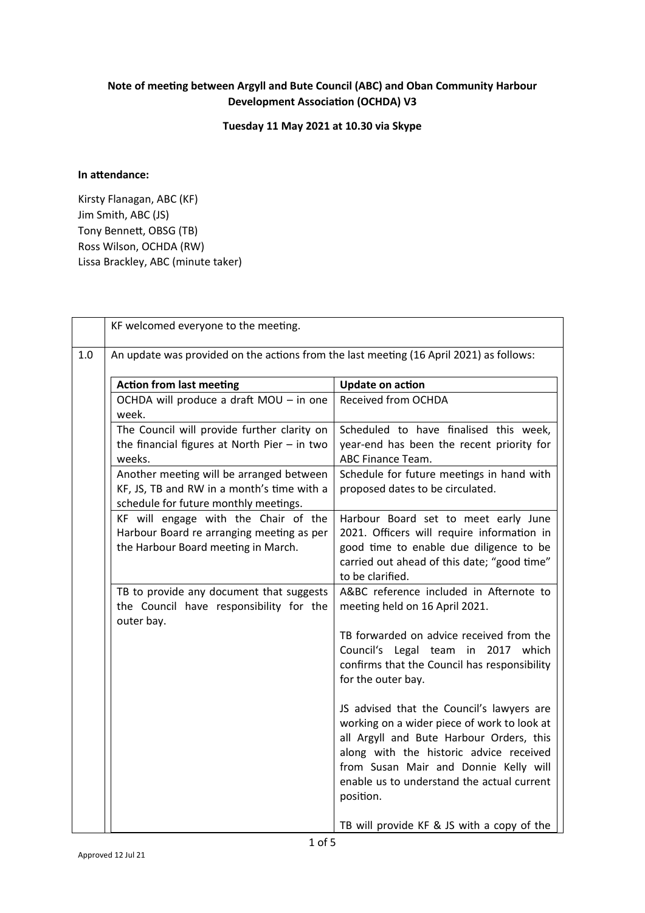**Note of meeting between Argyll and Bute Council (ABC) and Oban Community Harbour Development Association (OCHDA) V3**

**Tuesday 11 May 2021 at 10.30 via Skype**

**In attendance:**

Kirsty Flanagan, ABC (KF)
Jim Smith, ABC (JS)
Tony Bennett, OBSG (TB)
Ross Wilson, OCHDA (RW)
Lissa Brackley, ABC (minute taker)

| | |
|---|---|
| | KF welcomed everyone to the meeting. |
| 1.0 | An update was provided on the actions from the last meeting (16 April 2021) as follows: |

| Action from last meeting | Update on action |
|---|---|
| OCHDA will produce a draft MOU – in one week. | Received from OCHDA |
| The Council will provide further clarity on the financial figures at North Pier – in two weeks. | Scheduled to have finalised this week, year-end has been the recent priority for ABC Finance Team. |
| Another meeting will be arranged between KF, JS, TB and RW in a month's time with a schedule for future monthly meetings. | Schedule for future meetings in hand with proposed dates to be circulated. |
| KF will engage with the Chair of the Harbour Board re arranging meeting as per the Harbour Board meeting in March. | Harbour Board set to meet early June 2021. Officers will require information in good time to enable due diligence to be carried out ahead of this date; "good time" to be clarified. |
| TB to provide any document that suggests the Council have responsibility for the outer bay. | A&BC reference included in Afternote to meeting held on 16 April 2021.<br><br>TB forwarded on advice received from the Council's Legal team in 2017 which confirms that the Council has responsibility for the outer bay.<br><br>JS advised that the Council's lawyers are working on a wider piece of work to look at all Argyll and Bute Harbour Orders, this along with the historic advice received from Susan Mair and Donnie Kelly will enable us to understand the actual current position.<br><br>TB will provide KF & JS with a copy of the |

Approved 12 Jul 21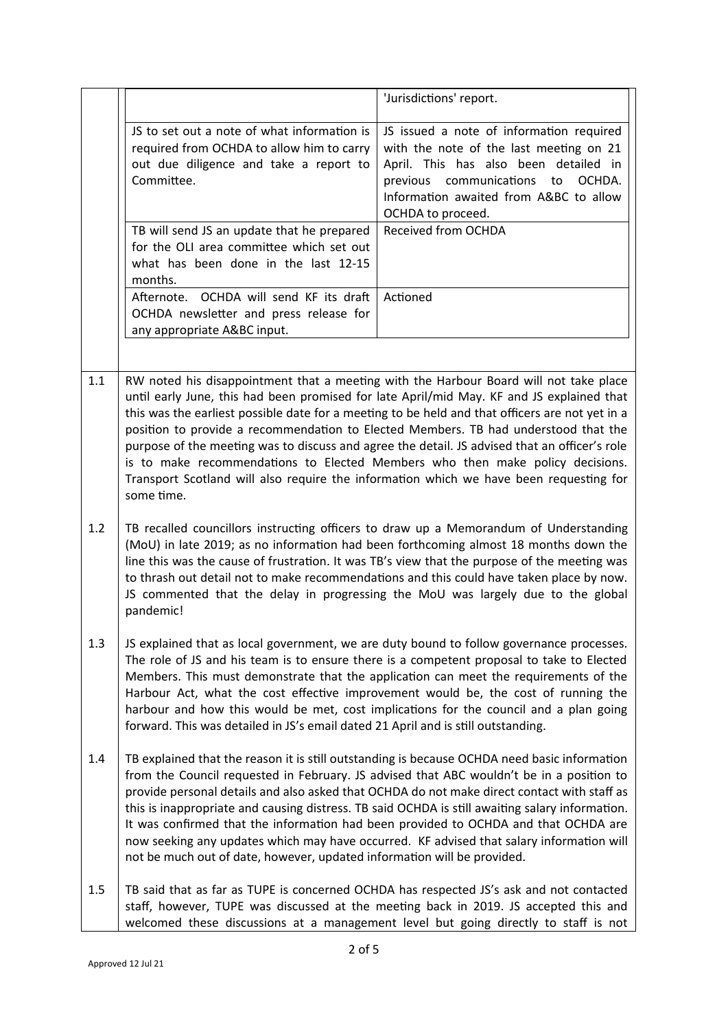| | |
|---|---|
| | 'Jurisdictions' report. |
| JS to set out a note of what information is required from OCHDA to allow him to carry out due diligence and take a report to Committee. | JS issued a note of information required with the note of the last meeting on 21 April. This has also been detailed in previous communications to OCHDA. Information awaited from A&BC to allow OCHDA to proceed. |
| TB will send JS an update that he prepared for the OLI area committee which set out what has been done in the last 12-15 months. | Received from OCHDA |
| Afternote. OCHDA will send KF its draft OCHDA newsletter and press release for any appropriate A&BC input. | Actioned |

1.1 RW noted his disappointment that a meeting with the Harbour Board will not take place until early June, this had been promised for late April/mid May. KF and JS explained that this was the earliest possible date for a meeting to be held and that officers are not yet in a position to provide a recommendation to Elected Members. TB had understood that the purpose of the meeting was to discuss and agree the detail. JS advised that an officer's role is to make recommendations to Elected Members who then make policy decisions. Transport Scotland will also require the information which we have been requesting for some time.

1.2 TB recalled councillors instructing officers to draw up a Memorandum of Understanding (MoU) in late 2019; as no information had been forthcoming almost 18 months down the line this was the cause of frustration. It was TB's view that the purpose of the meeting was to thrash out detail not to make recommendations and this could have taken place by now. JS commented that the delay in progressing the MoU was largely due to the global pandemic!

1.3 JS explained that as local government, we are duty bound to follow governance processes. The role of JS and his team is to ensure there is a competent proposal to take to Elected Members. This must demonstrate that the application can meet the requirements of the Harbour Act, what the cost effective improvement would be, the cost of running the harbour and how this would be met, cost implications for the council and a plan going forward. This was detailed in JS's email dated 21 April and is still outstanding.

1.4 TB explained that the reason it is still outstanding is because OCHDA need basic information from the Council requested in February. JS advised that ABC wouldn't be in a position to provide personal details and also asked that OCHDA do not make direct contact with staff as this is inappropriate and causing distress. TB said OCHDA is still awaiting salary information. It was confirmed that the information had been provided to OCHDA and that OCHDA are now seeking any updates which may have occurred. KF advised that salary information will not be much out of date, however, updated information will be provided.

1.5 TB said that as far as TUPE is concerned OCHDA has respected JS's ask and not contacted staff, however, TUPE was discussed at the meeting back in 2019. JS accepted this and welcomed these discussions at a management level but going directly to staff is not

Approved 12 Jul 21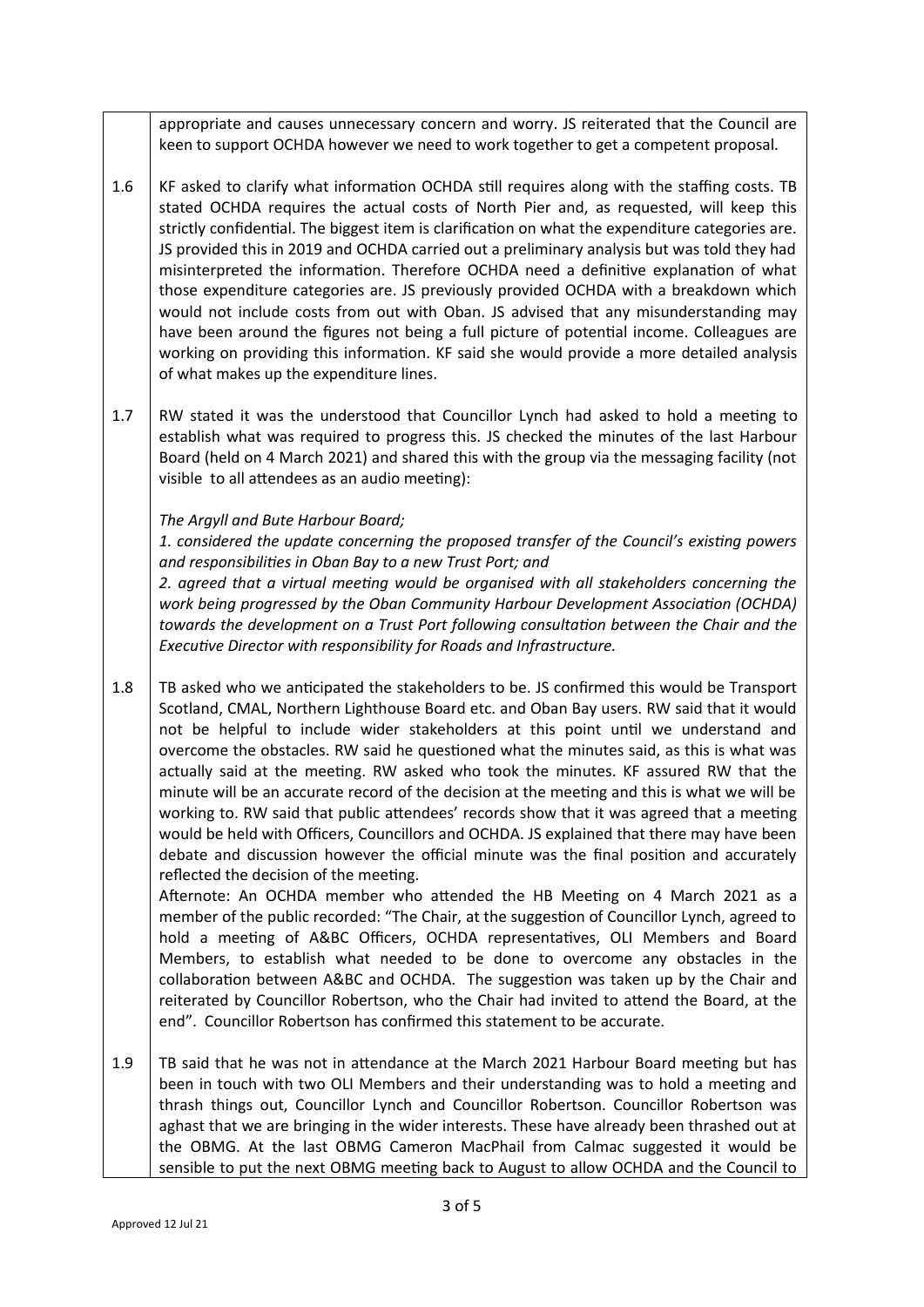appropriate and causes unnecessary concern and worry. JS reiterated that the Council are keen to support OCHDA however we need to work together to get a competent proposal.

1.6 KF asked to clarify what information OCHDA still requires along with the staffing costs. TB stated OCHDA requires the actual costs of North Pier and, as requested, will keep this strictly confidential. The biggest item is clarification on what the expenditure categories are. JS provided this in 2019 and OCHDA carried out a preliminary analysis but was told they had misinterpreted the information. Therefore OCHDA need a definitive explanation of what those expenditure categories are. JS previously provided OCHDA with a breakdown which would not include costs from out with Oban. JS advised that any misunderstanding may have been around the figures not being a full picture of potential income. Colleagues are working on providing this information. KF said she would provide a more detailed analysis of what makes up the expenditure lines.

1.7 RW stated it was the understood that Councillor Lynch had asked to hold a meeting to establish what was required to progress this. JS checked the minutes of the last Harbour Board (held on 4 March 2021) and shared this with the group via the messaging facility (not visible to all attendees as an audio meeting):

*The Argyll and Bute Harbour Board;*
*1. considered the update concerning the proposed transfer of the Council's existing powers and responsibilities in Oban Bay to a new Trust Port; and*
*2. agreed that a virtual meeting would be organised with all stakeholders concerning the work being progressed by the Oban Community Harbour Development Association (OCHDA) towards the development on a Trust Port following consultation between the Chair and the Executive Director with responsibility for Roads and Infrastructure.*

1.8 TB asked who we anticipated the stakeholders to be. JS confirmed this would be Transport Scotland, CMAL, Northern Lighthouse Board etc. and Oban Bay users. RW said that it would not be helpful to include wider stakeholders at this point until we understand and overcome the obstacles. RW said he questioned what the minutes said, as this is what was actually said at the meeting. RW asked who took the minutes. KF assured RW that the minute will be an accurate record of the decision at the meeting and this is what we will be working to. RW said that public attendees' records show that it was agreed that a meeting would be held with Officers, Councillors and OCHDA. JS explained that there may have been debate and discussion however the official minute was the final position and accurately reflected the decision of the meeting.
Afternote: An OCHDA member who attended the HB Meeting on 4 March 2021 as a member of the public recorded: "The Chair, at the suggestion of Councillor Lynch, agreed to hold a meeting of A&BC Officers, OCHDA representatives, OLI Members and Board Members, to establish what needed to be done to overcome any obstacles in the collaboration between A&BC and OCHDA. The suggestion was taken up by the Chair and reiterated by Councillor Robertson, who the Chair had invited to attend the Board, at the end". Councillor Robertson has confirmed this statement to be accurate.

1.9 TB said that he was not in attendance at the March 2021 Harbour Board meeting but has been in touch with two OLI Members and their understanding was to hold a meeting and thrash things out, Councillor Lynch and Councillor Robertson. Councillor Robertson was aghast that we are bringing in the wider interests. These have already been thrashed out at the OBMG. At the last OBMG Cameron MacPhail from Calmac suggested it would be sensible to put the next OBMG meeting back to August to allow OCHDA and the Council to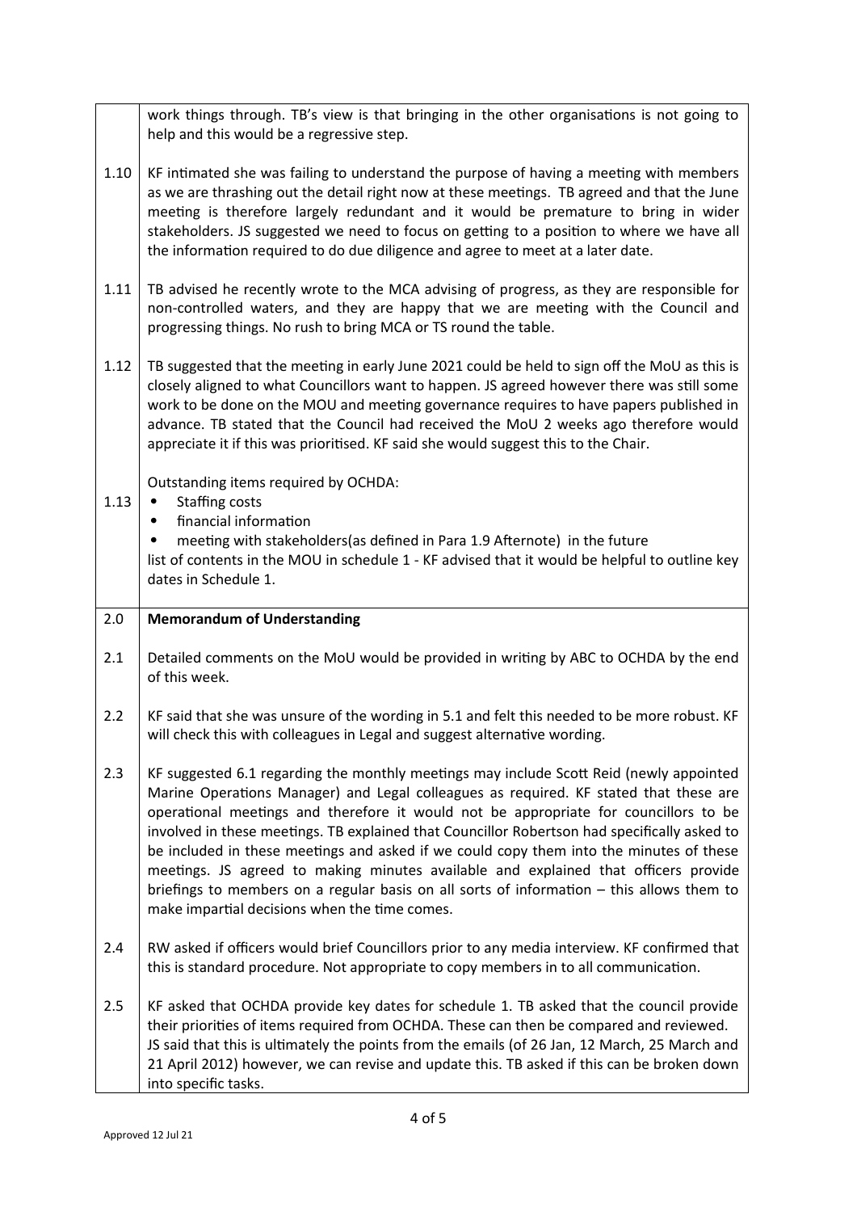| | |
|---|---|
| | work things through. TB's view is that bringing in the other organisations is not going to help and this would be a regressive step. |
| 1.10 | KF intimated she was failing to understand the purpose of having a meeting with members as we are thrashing out the detail right now at these meetings. TB agreed and that the June meeting is therefore largely redundant and it would be premature to bring in wider stakeholders. JS suggested we need to focus on getting to a position to where we have all the information required to do due diligence and agree to meet at a later date. |
| 1.11 | TB advised he recently wrote to the MCA advising of progress, as they are responsible for non-controlled waters, and they are happy that we are meeting with the Council and progressing things. No rush to bring MCA or TS round the table. |
| 1.12 | TB suggested that the meeting in early June 2021 could be held to sign off the MoU as this is closely aligned to what Councillors want to happen. JS agreed however there was still some work to be done on the MOU and meeting governance requires to have papers published in advance. TB stated that the Council had received the MoU 2 weeks ago therefore would appreciate it if this was prioritised. KF said she would suggest this to the Chair. |
| 1.13 | Outstanding items required by OCHDA:<br>• Staffing costs<br>• financial information<br>• meeting with stakeholders(as defined in Para 1.9 Afternote) in the future<br>list of contents in the MOU in schedule 1 - KF advised that it would be helpful to outline key dates in Schedule 1. |
| **2.0** | **Memorandum of Understanding** |
| 2.1 | Detailed comments on the MoU would be provided in writing by ABC to OCHDA by the end of this week. |
| 2.2 | KF said that she was unsure of the wording in 5.1 and felt this needed to be more robust. KF will check this with colleagues in Legal and suggest alternative wording. |
| 2.3 | KF suggested 6.1 regarding the monthly meetings may include Scott Reid (newly appointed Marine Operations Manager) and Legal colleagues as required. KF stated that these are operational meetings and therefore it would not be appropriate for councillors to be involved in these meetings. TB explained that Councillor Robertson had specifically asked to be included in these meetings and asked if we could copy them into the minutes of these meetings. JS agreed to making minutes available and explained that officers provide briefings to members on a regular basis on all sorts of information – this allows them to make impartial decisions when the time comes. |
| 2.4 | RW asked if officers would brief Councillors prior to any media interview. KF confirmed that this is standard procedure. Not appropriate to copy members in to all communication. |
| 2.5 | KF asked that OCHDA provide key dates for schedule 1. TB asked that the council provide their priorities of items required from OCHDA. These can then be compared and reviewed. JS said that this is ultimately the points from the emails (of 26 Jan, 12 March, 25 March and 21 April 2012) however, we can revise and update this. TB asked if this can be broken down into specific tasks. |

Approved 12 Jul 21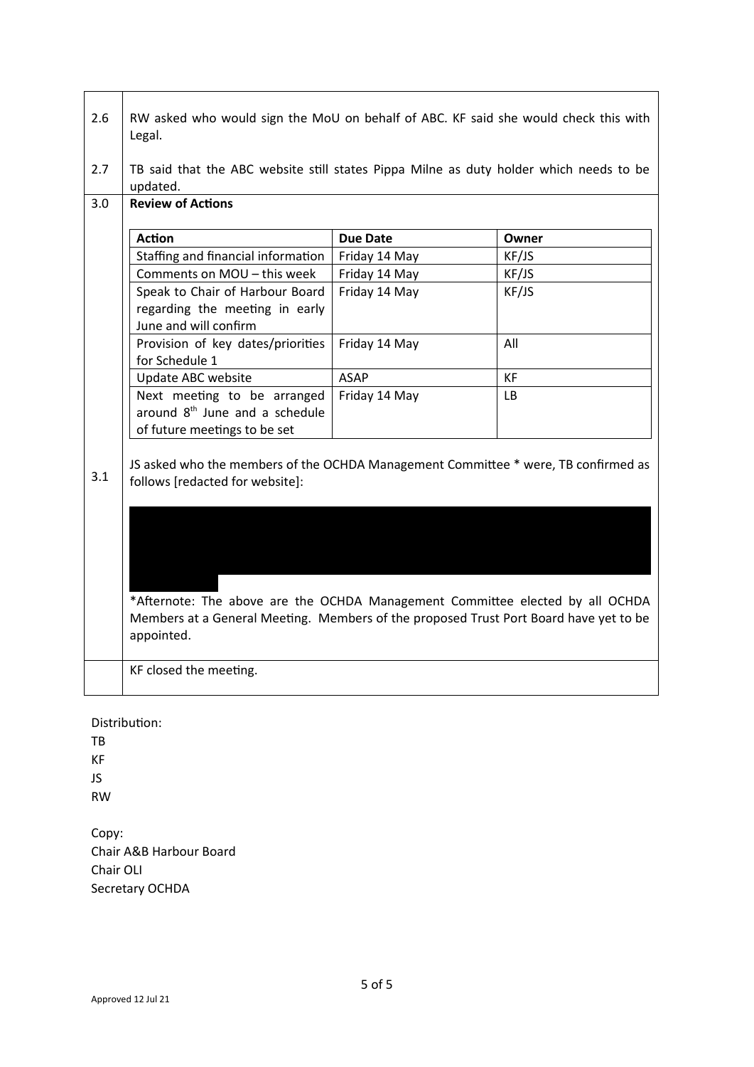| | |
|---|---|
| 2.6 | RW asked who would sign the MoU on behalf of ABC. KF said she would check this with Legal. |
| 2.7 | TB said that the ABC website still states Pippa Milne as duty holder which needs to be updated. |
| 3.0 | **Review of Actions** |

| Action | Due Date | Owner |
|---|---|---|
| Staffing and financial information | Friday 14 May | KF/JS |
| Comments on MOU – this week | Friday 14 May | KF/JS |
| Speak to Chair of Harbour Board regarding the meeting in early June and will confirm | Friday 14 May | KF/JS |
| Provision of key dates/priorities for Schedule 1 | Friday 14 May | All |
| Update ABC website | ASAP | KF |
| Next meeting to be arranged around 8th June and a schedule of future meetings to be set | Friday 14 May | LB |

3.1 JS asked who the members of the OCHDA Management Committee * were, TB confirmed as follows [redacted for website]:

*Afternote: The above are the OCHDA Management Committee elected by all OCHDA Members at a General Meeting. Members of the proposed Trust Port Board have yet to be appointed.

KF closed the meeting.

Distribution:
TB
KF
JS
RW

Copy:
Chair A&B Harbour Board
Chair OLI
Secretary OCHDA

Approved 12 Jul 21